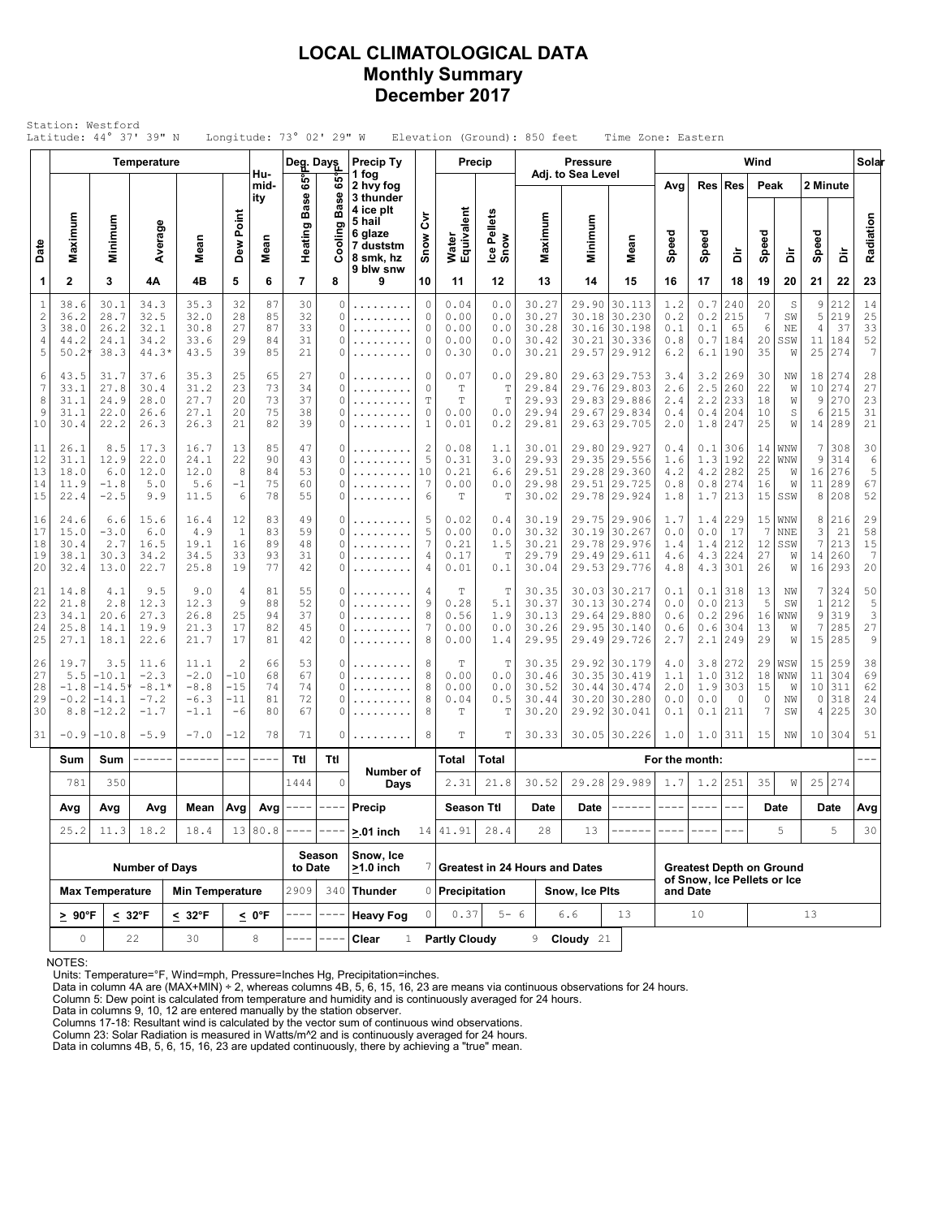# LOCAL CLIMATOLOGICAL DATA
## Monthly Summary
## December 2017

Station: Westford
Latitude: 44° 37' 39" N    Longitude: 73° 02' 29" W    Elevation (Ground): 850 feet    Time Zone: Eastern

| Date | Temperature Maximum | Temperature Minimum | Temperature Average | Temperature Mean | Dew Point | Humidity Mean | Deg. Days Heating Base 65°F | Deg. Days Cooling Base 65°F | Precip Ty | Snow Cvr | Precip Water Equivalent | Precip Ice Pellets Snow | Pressure Maximum | Pressure Minimum | Pressure Mean | Wind Avg Speed | Wind Res Speed | Wind Res Dir | Wind Peak Speed | Wind Peak Dir | Wind 2 Minute Speed | Wind 2 Minute Dir | Solar Radiation |
|---|---|---|---|---|---|---|---|---|---|---|---|---|---|---|---|---|---|---|---|---|---|---|---|
| 1 | 2 | 3 | 4A | 4B | 5 | 6 | 7 | 8 | 9 | 10 | 11 | 12 | 13 | 14 | 15 | 16 | 17 | 18 | 19 | 20 | 21 | 22 | 23 |
| 1 | 38.6 | 30.1 | 34.3 | 35.3 | 32 | 87 | 30 | 0 | ......... | 0 | 0.04 | 0.0 | 30.27 | 29.90 | 30.113 | 1.2 | 0.7 | 240 | 20 | S | 9 | 212 | 14 |
| 2 | 36.2 | 28.7 | 32.5 | 32.0 | 28 | 85 | 32 | 0 | ......... | 0 | 0.00 | 0.0 | 30.27 | 30.18 | 30.230 | 0.2 | 0.2 | 215 | 7 | SW | 5 | 219 | 25 |
| 3 | 38.0 | 26.2 | 32.1 | 30.8 | 27 | 87 | 33 | 0 | ......... | 0 | 0.00 | 0.0 | 30.28 | 30.16 | 30.198 | 0.1 | 0.1 | 65 | 6 | NE | 4 | 37 | 33 |
| 4 | 44.2 | 24.1 | 34.2 | 33.6 | 29 | 84 | 31 | 0 | ......... | 0 | 0.00 | 0.0 | 30.42 | 30.21 | 30.336 | 0.8 | 0.7 | 184 | 20 | SSW | 11 | 184 | 52 |
| 5 | 50.2* | 38.3 | 44.3* | 43.5 | 39 | 85 | 21 | 0 | ......... | 0 | 0.30 | 0.0 | 30.21 | 29.57 | 29.912 | 6.2 | 6.1 | 190 | 35 | W | 25 | 274 | 7 |
| 6 | 43.5 | 31.7 | 37.6 | 35.3 | 25 | 65 | 27 | 0 | ......... | 0 | 0.07 | 0.0 | 29.80 | 29.63 | 29.753 | 3.4 | 3.2 | 269 | 30 | NW | 18 | 274 | 28 |
| 7 | 33.1 | 27.8 | 30.4 | 31.2 | 23 | 73 | 34 | 0 | ......... | 0 | T | T | 29.84 | 29.76 | 29.803 | 2.6 | 2.5 | 260 | 22 | W | 10 | 274 | 27 |
| 8 | 31.1 | 24.9 | 28.0 | 27.7 | 20 | 73 | 37 | 0 | ......... | T | T | T | 29.93 | 29.83 | 29.886 | 2.4 | 2.2 | 233 | 18 | W | 9 | 270 | 23 |
| 9 | 31.1 | 22.0 | 26.6 | 27.1 | 20 | 75 | 38 | 0 | ......... | 0 | 0.00 | 0.0 | 29.94 | 29.67 | 29.834 | 0.4 | 0.4 | 204 | 10 | S | 6 | 215 | 31 |
| 10 | 30.4 | 22.2 | 26.3 | 26.3 | 21 | 82 | 39 | 0 | ......... | 1 | 0.01 | 0.2 | 29.81 | 29.63 | 29.705 | 2.0 | 1.8 | 247 | 25 | W | 14 | 289 | 21 |
| 11 | 26.1 | 8.5 | 17.3 | 16.7 | 13 | 85 | 47 | 0 | ......... | 2 | 0.08 | 1.1 | 30.01 | 29.80 | 29.927 | 0.4 | 0.1 | 306 | 14 | WNW | 7 | 308 | 30 |
| 12 | 31.1 | 12.9 | 22.0 | 24.1 | 22 | 90 | 43 | 0 | ......... | 5 | 0.31 | 3.0 | 29.93 | 29.35 | 29.556 | 1.6 | 1.3 | 192 | 22 | WNW | 9 | 314 | 6 |
| 13 | 18.0 | 6.0 | 12.0 | 12.0 | 8 | 84 | 53 | 0 | ......... | 10 | 0.21 | 6.6 | 29.51 | 29.28 | 29.360 | 4.2 | 4.2 | 282 | 25 | W | 16 | 276 | 5 |
| 14 | 11.9 | -1.8 | 5.0 | 5.6 | -1 | 75 | 60 | 0 | ......... | 7 | 0.00 | 0.0 | 29.98 | 29.51 | 29.725 | 0.8 | 0.8 | 274 | 16 | W | 11 | 289 | 67 |
| 15 | 22.4 | -2.5 | 9.9 | 11.5 | 6 | 78 | 55 | 0 | ......... | 6 | T | T | 30.02 | 29.78 | 29.924 | 1.8 | 1.7 | 213 | 15 | SSW | 8 | 208 | 52 |
| 16 | 24.6 | 6.6 | 15.6 | 16.4 | 12 | 83 | 49 | 0 | ......... | 5 | 0.02 | 0.4 | 30.19 | 29.75 | 29.906 | 1.7 | 1.4 | 229 | 15 | WNW | 8 | 216 | 29 |
| 17 | 15.0 | -3.0 | 6.0 | 4.9 | 1 | 83 | 59 | 0 | ......... | 5 | 0.00 | 0.0 | 30.32 | 30.19 | 30.267 | 0.0 | 0.0 | 17 | 7 | NNE | 3 | 21 | 58 |
| 18 | 30.4 | 2.7 | 16.5 | 19.1 | 16 | 89 | 48 | 0 | ......... | 7 | 0.21 | 1.5 | 30.21 | 29.78 | 29.976 | 1.4 | 1.4 | 212 | 12 | SSW | 7 | 213 | 15 |
| 19 | 38.1 | 30.3 | 34.2 | 34.5 | 33 | 93 | 31 | 0 | ......... | 4 | 0.17 | T | 29.79 | 29.49 | 29.611 | 4.6 | 4.3 | 224 | 27 | W | 14 | 260 | 7 |
| 20 | 32.4 | 13.0 | 22.7 | 25.8 | 19 | 77 | 42 | 0 | ......... | 4 | 0.01 | 0.1 | 30.04 | 29.53 | 29.776 | 4.8 | 4.3 | 301 | 26 | W | 16 | 293 | 20 |
| 21 | 14.8 | 4.1 | 9.5 | 9.0 | 4 | 81 | 55 | 0 | ......... | 4 | T | T | 30.35 | 30.03 | 30.217 | 0.1 | 0.1 | 318 | 13 | NW | 7 | 324 | 50 |
| 22 | 21.8 | 2.8 | 12.3 | 12.3 | 9 | 88 | 52 | 0 | ......... | 9 | 0.28 | 5.1 | 30.37 | 30.13 | 30.274 | 0.0 | 0.0 | 213 | 5 | SW | 1 | 212 | 5 |
| 23 | 34.1 | 20.6 | 27.3 | 26.8 | 25 | 94 | 37 | 0 | ......... | 8 | 0.56 | 1.9 | 30.13 | 29.64 | 29.880 | 0.6 | 0.2 | 296 | 16 | WNW | 9 | 319 | 3 |
| 24 | 25.8 | 14.1 | 19.9 | 21.3 | 17 | 82 | 45 | 0 | ......... | 7 | 0.00 | 0.0 | 30.26 | 29.95 | 30.140 | 0.6 | 0.6 | 304 | 13 | W | 7 | 285 | 27 |
| 25 | 27.1 | 18.1 | 22.6 | 21.7 | 17 | 81 | 42 | 0 | ......... | 8 | 0.00 | 1.4 | 29.95 | 29.49 | 29.726 | 2.7 | 2.1 | 249 | 29 | W | 15 | 285 | 9 |
| 26 | 19.7 | 3.5 | 11.6 | 11.1 | 2 | 66 | 53 | 0 | ......... | 8 | T | T | 30.35 | 29.92 | 30.179 | 4.0 | 3.8 | 272 | 29 | WSW | 15 | 259 | 38 |
| 27 | 5.5 | -10.1 | -2.3 | -2.0 | -10 | 68 | 67 | 0 | ......... | 8 | 0.00 | 0.0 | 30.46 | 30.35 | 30.419 | 1.1 | 1.0 | 312 | 18 | WNW | 11 | 304 | 69 |
| 28 | -1.8 | -14.5* | -8.1* | -8.8 | -15 | 74 | 74 | 0 | ......... | 8 | 0.00 | 0.0 | 30.52 | 30.44 | 30.474 | 2.0 | 1.9 | 303 | 15 | W | 10 | 311 | 62 |
| 29 | -0.2 | -14.1 | -7.2 | -6.3 | -11 | 81 | 72 | 0 | ......... | 8 | 0.04 | 0.5 | 30.44 | 30.20 | 30.280 | 0.0 | 0.0 | 0 | 0 | NW | 0 | 318 | 24 |
| 30 | 8.8 | -12.2 | -1.7 | -1.1 | -6 | 80 | 67 | 0 | ......... | 8 | T | T | 30.20 | 29.92 | 30.041 | 0.1 | 0.1 | 211 | 7 | SW | 4 | 225 | 30 |
| 31 | -0.9 | -10.8 | -5.9 | -7.0 | -12 | 78 | 71 | 0 | ......... | 8 | T | T | 30.33 | 30.05 | 30.226 | 1.0 | 1.0 | 311 | 15 | NW | 10 | 304 | 51 |

| | Sum | Sum | ------ | ------ | --- | ---- | Ttl | Ttl | Number of Days | | Total | Total | For the month: | | | | | | | | | | --- |
|---|---|---|---|---|---|---|---|---|---|---|---|---|---|---|---|---|---|---|---|---|---|---|---|
| | 781 | 350 | | | | | 1444 | 0 | | | 2.31 | 21.8 | 30.52 | 29.28 | 29.989 | 1.7 | 1.2 | 251 | 35 | W | 25 | 274 | |
| | Avg | Avg | Avg | Mean | Avg | Avg | ---- | ---- | Precip | | Season Ttl | | Date | Date | ------ | ---- | ---- | --- | Date | | Date | | Avg |
| | 25.2 | 11.3 | 18.2 | 18.4 | 13 | 80.8 | ---- | ---- | >.01 inch | 14 | 41.91 | 28.4 | 28 | 13 | ------ | ---- | ---- | --- | 5 | | 5 | | 30 |

| Number of Days | | | | Season to Date | | Snow, Ice >1.0 inch | 7 | Greatest in 24 Hours and Dates | | | | Greatest Depth on Ground of Snow, Ice Pellets or Ice and Date | |
|---|---|---|---|---|---|---|---|---|---|---|---|---|---|
| Max Temperature | | Min Temperature | | 2909 | 340 | Thunder | 0 | Precipitation | | Snow, Ice Plts | | | |
| > 90°F | < 32°F | < 32°F | < 0°F | ---- | ---- | Heavy Fog | 0 | 0.37 | 5- 6 | 6.6 | 13 | 10 | 13 |
| 0 | 22 | 30 | 8 | ---- | ---- | Clear | 1 | Partly Cloudy | 9 | Cloudy | 21 | | |

Precip Ty codes (Column 9): 1 fog, 2 hvy fog, 3 thunder, 4 ice plt, 5 hail, 6 glaze, 7 duststm, 8 smk, hz, 9 blw snw

NOTES:
Units: Temperature=°F, Wind=mph, Pressure=Inches Hg, Precipitation=inches.
Data in column 4A are (MAX+MIN) ÷ 2, whereas columns 4B, 5, 6, 15, 16, 23 are means via continuous observations for 24 hours.
Column 5: Dew point is calculated from temperature and humidity and is continuously averaged for 24 hours.
Data in columns 9, 10, 12 are entered manually by the station observer.
Columns 17-18: Resultant wind is calculated by the vector sum of continuous wind observations.
Column 23: Solar Radiation is measured in Watts/m^2 and is continuously averaged for 24 hours.
Data in columns 4B, 5, 6, 15, 16, 23 are updated continuously, there by achieving a "true" mean.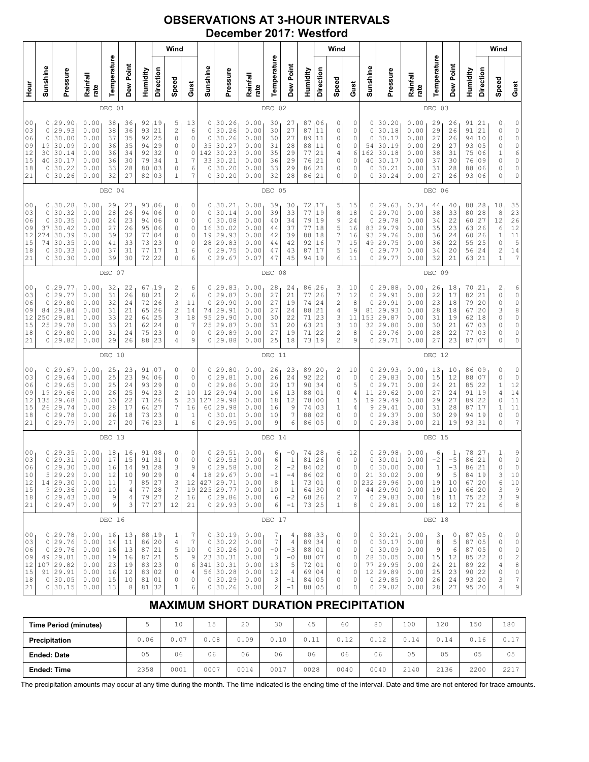# OBSERVATIONS AT 3-HOUR INTERVALS
## December 2017: Westford

| Hour | Sunshine | Pressure | Rainfall rate | Temperature | Dew Point | Humidity | Wind Direction | Wind Speed | Wind Gust | Sunshine | Pressure | Rainfall rate | Temperature | Dew Point | Humidity | Wind Direction | Wind Speed | Wind Gust | Sunshine | Pressure | Rainfall rate | Temperature | Dew Point | Humidity | Wind Direction | Wind Speed | Wind Gust |
|---|---|---|---|---|---|---|---|---|---|---|---|---|---|---|---|---|---|---|---|---|---|---|---|---|---|---|---|
| | DEC 01 | | | | | | | | | DEC 02 | | | | | | | | | DEC 03 | | | | | | | | |
| 00 | 0 | 29.90 | 0.00 | 38 | 36 | 92 | 19 | 5 | 13 | 0 | 30.26 | 0.00 | 30 | 27 | 87 | 06 | 0 | 0 | 0 | 30.20 | 0.00 | 29 | 26 | 91 | 21 | 0 | 0 |
| 03 | 0 | 29.93 | 0.00 | 38 | 36 | 93 | 21 | 2 | 6 | 0 | 30.26 | 0.00 | 30 | 27 | 87 | 11 | 0 | 0 | 0 | 30.18 | 0.00 | 29 | 26 | 91 | 21 | 0 | 0 |
| 06 | 0 | 30.00 | 0.00 | 37 | 35 | 92 | 25 | 0 | 0 | 0 | 30.26 | 0.00 | 30 | 27 | 89 | 11 | 0 | 0 | 0 | 30.17 | 0.00 | 27 | 26 | 94 | 10 | 0 | 0 |
| 09 | 19 | 30.09 | 0.00 | 36 | 35 | 94 | 29 | 0 | 0 | 35 | 30.27 | 0.00 | 31 | 28 | 88 | 11 | 0 | 0 | 54 | 30.19 | 0.00 | 29 | 27 | 93 | 05 | 0 | 0 |
| 12 | 30 | 30.14 | 0.00 | 36 | 34 | 92 | 32 | 0 | 0 | 142 | 30.23 | 0.00 | 35 | 29 | 77 | 21 | 4 | 6 | 162 | 30.18 | 0.00 | 38 | 31 | 75 | 06 | 1 | 6 |
| 15 | 40 | 30.17 | 0.00 | 36 | 30 | 79 | 34 | 1 | 7 | 33 | 30.21 | 0.00 | 36 | 29 | 76 | 21 | 0 | 0 | 40 | 30.17 | 0.00 | 37 | 30 | 76 | 09 | 0 | 0 |
| 18 | 0 | 30.22 | 0.00 | 33 | 28 | 80 | 03 | 0 | 6 | 0 | 30.20 | 0.00 | 33 | 29 | 86 | 21 | 0 | 0 | 0 | 30.21 | 0.00 | 31 | 28 | 88 | 06 | 0 | 0 |
| 21 | 0 | 30.26 | 0.00 | 32 | 27 | 82 | 03 | 1 | 7 | 0 | 30.20 | 0.00 | 32 | 28 | 86 | 21 | 0 | 0 | 0 | 30.24 | 0.00 | 27 | 26 | 93 | 06 | 0 | 0 |
| | DEC 04 | | | | | | | | | DEC 05 | | | | | | | | | DEC 06 | | | | | | | | |
| 00 | 0 | 30.28 | 0.00 | 29 | 27 | 93 | 06 | 0 | 0 | 0 | 30.21 | 0.00 | 39 | 30 | 72 | 17 | 5 | 15 | 0 | 29.63 | 0.34 | 44 | 40 | 88 | 28 | 18 | 35 |
| 03 | 0 | 30.32 | 0.00 | 28 | 26 | 94 | 06 | 0 | 0 | 0 | 30.14 | 0.00 | 39 | 33 | 77 | 19 | 8 | 18 | 0 | 29.70 | 0.00 | 38 | 33 | 80 | 28 | 8 | 23 |
| 06 | 0 | 30.35 | 0.00 | 24 | 23 | 94 | 06 | 0 | 0 | 0 | 30.08 | 0.00 | 40 | 34 | 79 | 19 | 9 | 24 | 0 | 29.78 | 0.00 | 34 | 22 | 60 | 27 | 12 | 26 |
| 09 | 37 | 30.42 | 0.00 | 27 | 26 | 95 | 06 | 0 | 0 | 16 | 30.02 | 0.00 | 44 | 37 | 77 | 18 | 5 | 16 | 83 | 29.79 | 0.00 | 35 | 23 | 63 | 26 | 6 | 12 |
| 12 | 274 | 30.39 | 0.00 | 39 | 32 | 77 | 04 | 0 | 0 | 19 | 29.93 | 0.00 | 42 | 39 | 88 | 18 | 7 | 16 | 93 | 29.76 | 0.00 | 36 | 24 | 60 | 26 | 1 | 11 |
| 15 | 74 | 30.35 | 0.00 | 41 | 33 | 73 | 23 | 0 | 0 | 28 | 29.83 | 0.00 | 44 | 42 | 92 | 16 | 7 | 15 | 49 | 29.75 | 0.00 | 36 | 22 | 55 | 25 | 0 | 5 |
| 18 | 0 | 30.33 | 0.00 | 37 | 31 | 77 | 17 | 1 | 6 | 0 | 29.75 | 0.00 | 47 | 43 | 87 | 17 | 5 | 16 | 0 | 29.77 | 0.00 | 34 | 20 | 56 | 24 | 2 | 14 |
| 21 | 0 | 30.30 | 0.00 | 39 | 30 | 72 | 22 | 0 | 6 | 0 | 29.67 | 0.07 | 47 | 45 | 94 | 19 | 6 | 11 | 0 | 29.77 | 0.00 | 32 | 21 | 63 | 21 | 1 | 7 |
| | DEC 07 | | | | | | | | | DEC 08 | | | | | | | | | DEC 09 | | | | | | | | |
| 00 | 0 | 29.77 | 0.00 | 32 | 22 | 67 | 19 | 2 | 6 | 0 | 29.83 | 0.00 | 28 | 24 | 86 | 26 | 3 | 10 | 0 | 29.88 | 0.00 | 26 | 18 | 70 | 21 | 2 | 6 |
| 03 | 0 | 29.77 | 0.00 | 31 | 26 | 80 | 21 | 2 | 6 | 0 | 29.87 | 0.00 | 27 | 21 | 77 | 26 | 7 | 12 | 0 | 29.91 | 0.00 | 22 | 17 | 82 | 21 | 0 | 0 |
| 06 | 0 | 29.80 | 0.00 | 32 | 24 | 72 | 26 | 3 | 11 | 0 | 29.90 | 0.00 | 27 | 19 | 74 | 24 | 2 | 8 | 0 | 29.91 | 0.00 | 23 | 18 | 79 | 20 | 0 | 0 |
| 09 | 84 | 29.84 | 0.00 | 31 | 21 | 65 | 26 | 2 | 14 | 74 | 29.91 | 0.00 | 27 | 24 | 88 | 21 | 4 | 9 | 81 | 29.93 | 0.00 | 28 | 18 | 67 | 20 | 3 | 8 |
| 12 | 250 | 29.81 | 0.00 | 33 | 22 | 64 | 25 | 3 | 18 | 95 | 29.90 | 0.00 | 30 | 22 | 71 | 23 | 3 | 11 | 153 | 29.87 | 0.00 | 31 | 19 | 62 | 18 | 0 | 0 |
| 15 | 25 | 29.78 | 0.00 | 33 | 21 | 62 | 24 | 0 | 7 | 25 | 29.87 | 0.00 | 31 | 20 | 63 | 21 | 3 | 10 | 32 | 29.80 | 0.00 | 30 | 21 | 67 | 03 | 0 | 0 |
| 18 | 0 | 29.80 | 0.00 | 31 | 24 | 75 | 23 | 0 | 0 | 0 | 29.89 | 0.00 | 27 | 19 | 71 | 22 | 2 | 8 | 0 | 29.76 | 0.00 | 28 | 22 | 77 | 03 | 0 | 0 |
| 21 | 0 | 29.82 | 0.00 | 29 | 26 | 88 | 23 | 4 | 9 | 0 | 29.88 | 0.00 | 25 | 18 | 73 | 19 | 2 | 9 | 0 | 29.71 | 0.00 | 27 | 23 | 87 | 07 | 0 | 0 |
| | DEC 10 | | | | | | | | | DEC 11 | | | | | | | | | DEC 12 | | | | | | | | |
| 00 | 0 | 29.67 | 0.00 | 25 | 23 | 91 | 07 | 0 | 0 | 0 | 29.80 | 0.00 | 26 | 23 | 89 | 20 | 2 | 10 | 0 | 29.93 | 0.00 | 13 | 10 | 86 | 09 | 0 | 0 |
| 03 | 0 | 29.64 | 0.00 | 25 | 23 | 94 | 06 | 0 | 0 | 0 | 29.81 | 0.00 | 26 | 24 | 92 | 22 | 0 | 0 | 0 | 29.83 | 0.00 | 15 | 12 | 88 | 07 | 0 | 0 |
| 06 | 0 | 29.65 | 0.00 | 25 | 24 | 93 | 29 | 0 | 0 | 0 | 29.86 | 0.00 | 20 | 17 | 90 | 34 | 0 | 5 | 0 | 29.71 | 0.00 | 24 | 21 | 85 | 22 | 1 | 12 |
| 09 | 19 | 29.66 | 0.00 | 26 | 25 | 94 | 23 | 2 | 10 | 12 | 29.94 | 0.00 | 16 | 13 | 88 | 01 | 0 | 4 | 11 | 29.62 | 0.00 | 27 | 24 | 91 | 19 | 4 | 14 |
| 12 | 135 | 29.68 | 0.00 | 30 | 22 | 71 | 26 | 5 | 23 | 127 | 29.98 | 0.00 | 18 | 12 | 78 | 00 | 1 | 5 | 19 | 29.49 | 0.00 | 29 | 27 | 89 | 22 | 0 | 11 |
| 15 | 26 | 29.74 | 0.00 | 28 | 17 | 64 | 27 | 7 | 16 | 60 | 29.98 | 0.00 | 16 | 9 | 74 | 03 | 1 | 4 | 9 | 29.41 | 0.00 | 31 | 28 | 87 | 17 | 1 | 11 |
| 18 | 0 | 29.78 | 0.00 | 26 | 18 | 73 | 23 | 0 | 1 | 0 | 30.01 | 0.00 | 10 | 7 | 88 | 02 | 0 | 0 | 0 | 29.37 | 0.00 | 30 | 29 | 94 | 19 | 0 | 0 |
| 21 | 0 | 29.79 | 0.00 | 27 | 20 | 76 | 23 | 1 | 6 | 0 | 29.95 | 0.00 | 9 | 6 | 86 | 05 | 0 | 0 | 0 | 29.38 | 0.00 | 21 | 19 | 93 | 31 | 0 | 7 |
| | DEC 13 | | | | | | | | | DEC 14 | | | | | | | | | DEC 15 | | | | | | | | |
| 00 | 0 | 29.35 | 0.00 | 18 | 16 | 91 | 08 | 0 | 0 | 0 | 29.51 | 0.00 | 6 | -0 | 74 | 28 | 6 | 12 | 0 | 29.98 | 0.00 | 6 | 1 | 78 | 27 | 1 | 9 |
| 03 | 0 | 29.31 | 0.00 | 17 | 15 | 91 | 31 | 0 | 0 | 0 | 29.53 | 0.00 | 6 | 1 | 81 | 26 | 0 | 0 | 0 | 30.01 | 0.00 | -2 | -5 | 86 | 21 | 0 | 0 |
| 06 | 0 | 29.30 | 0.00 | 16 | 14 | 91 | 28 | 3 | 9 | 0 | 29.58 | 0.00 | 2 | -2 | 84 | 02 | 0 | 0 | 0 | 30.00 | 0.00 | 1 | -3 | 86 | 21 | 0 | 0 |
| 10 | 5 | 29.29 | 0.00 | 12 | 10 | 90 | 29 | 0 | 4 | 18 | 29.67 | 0.00 | -1 | -4 | 86 | 02 | 0 | 0 | 21 | 30.02 | 0.00 | 9 | 5 | 84 | 19 | 3 | 10 |
| 12 | 14 | 29.30 | 0.00 | 11 | 7 | 85 | 27 | 3 | 12 | 427 | 29.71 | 0.00 | 8 | 1 | 73 | 01 | 0 | 0 | 232 | 29.96 | 0.00 | 19 | 10 | 67 | 20 | 6 | 10 |
| 15 | 9 | 29.36 | 0.00 | 10 | 4 | 77 | 28 | 7 | 19 | 225 | 29.77 | 0.00 | 10 | 1 | 64 | 30 | 0 | 0 | 44 | 29.90 | 0.00 | 19 | 10 | 66 | 20 | 3 | 9 |
| 18 | 0 | 29.43 | 0.00 | 9 | 4 | 79 | 27 | 2 | 16 | 0 | 29.86 | 0.00 | 6 | -2 | 68 | 26 | 0 | 7 | 0 | 29.83 | 0.00 | 18 | 11 | 75 | 22 | 3 | 9 |
| 21 | 0 | 29.47 | 0.00 | 9 | 3 | 77 | 27 | 12 | 21 | 0 | 29.93 | 0.00 | 6 | -1 | 73 | 25 | 1 | 8 | 0 | 29.81 | 0.00 | 18 | 12 | 77 | 21 | 6 | 8 |
| | DEC 16 | | | | | | | | | DEC 17 | | | | | | | | | DEC 18 | | | | | | | | |
| 00 | 0 | 29.78 | 0.00 | 16 | 13 | 88 | 19 | 1 | 7 | 0 | 30.19 | 0.00 | 7 | 4 | 88 | 33 | 0 | 0 | 0 | 30.21 | 0.00 | 3 | 0 | 87 | 05 | 0 | 0 |
| 03 | 0 | 29.76 | 0.00 | 14 | 11 | 86 | 20 | 4 | 7 | 0 | 30.22 | 0.00 | 7 | 4 | 89 | 34 | 0 | 0 | 0 | 30.17 | 0.00 | 8 | 5 | 87 | 05 | 0 | 0 |
| 06 | 0 | 29.76 | 0.00 | 16 | 13 | 87 | 21 | 5 | 10 | 0 | 30.26 | 0.00 | -0 | -3 | 88 | 01 | 0 | 0 | 0 | 30.09 | 0.00 | 9 | 6 | 87 | 05 | 0 | 0 |
| 09 | 49 | 29.81 | 0.00 | 19 | 16 | 87 | 21 | 5 | 9 | 23 | 30.31 | 0.00 | 3 | -0 | 88 | 07 | 0 | 0 | 28 | 30.05 | 0.00 | 15 | 12 | 85 | 22 | 0 | 2 |
| 12 | 107 | 29.82 | 0.00 | 23 | 19 | 83 | 23 | 0 | 6 | 341 | 30.31 | 0.00 | 13 | 5 | 72 | 01 | 0 | 0 | 77 | 29.95 | 0.00 | 24 | 21 | 89 | 22 | 4 | 8 |
| 15 | 91 | 29.91 | 0.00 | 16 | 12 | 83 | 02 | 0 | 4 | 56 | 30.28 | 0.00 | 12 | 4 | 69 | 04 | 0 | 0 | 12 | 29.89 | 0.00 | 25 | 23 | 90 | 22 | 0 | 0 |
| 18 | 0 | 30.05 | 0.00 | 15 | 10 | 81 | 01 | 0 | 0 | 0 | 30.29 | 0.00 | 3 | -1 | 84 | 05 | 0 | 0 | 0 | 29.85 | 0.00 | 26 | 24 | 93 | 20 | 3 | 7 |
| 21 | 0 | 30.15 | 0.00 | 13 | 8 | 81 | 32 | 1 | 6 | 0 | 30.26 | 0.00 | 2 | -1 | 88 | 05 | 0 | 0 | 0 | 29.82 | 0.00 | 28 | 27 | 95 | 20 | 4 | 9 |

## MAXIMUM SHORT DURATION PRECIPITATION

| Time Period (minutes) | 5 | 10 | 15 | 20 | 30 | 45 | 60 | 80 | 100 | 120 | 150 | 180 |
|---|---|---|---|---|---|---|---|---|---|---|---|---|
| Precipitation | 0.06 | 0.07 | 0.08 | 0.09 | 0.10 | 0.11 | 0.12 | 0.12 | 0.14 | 0.14 | 0.16 | 0.17 |
| Ended: Date | 05 | 06 | 06 | 06 | 06 | 06 | 06 | 06 | 05 | 05 | 05 | 05 |
| Ended: Time | 2358 | 0001 | 0007 | 0014 | 0017 | 0028 | 0040 | 0040 | 2140 | 2136 | 2200 | 2217 |

The precipitation amounts may occur at any time during the month. The time indicated is the ending time of the interval. Date and time are not entered for trace amounts.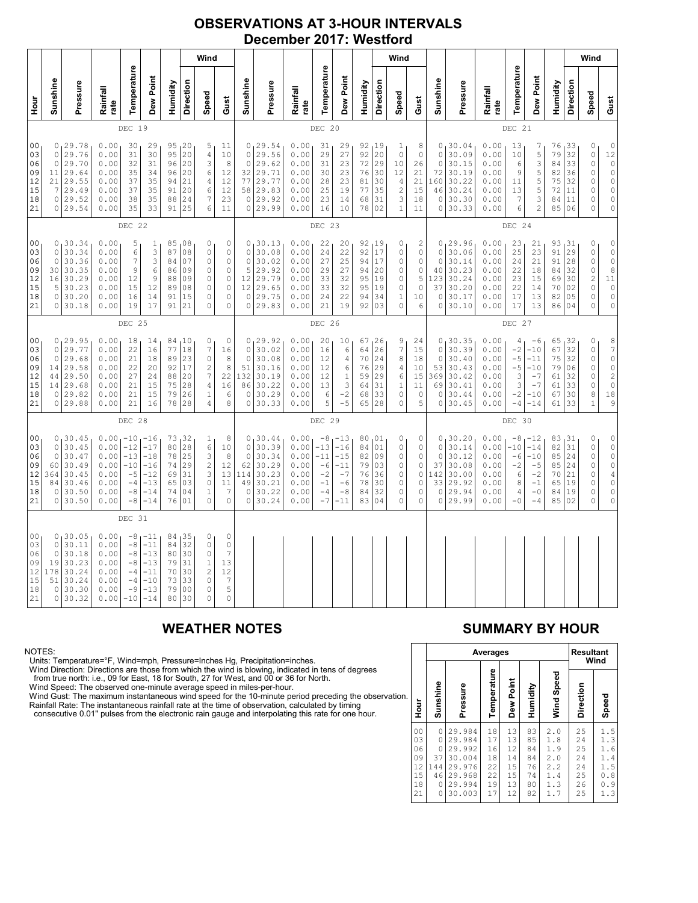# OBSERVATIONS AT 3-HOUR INTERVALS
## December 2017: Westford

### DEC 19 / DEC 20 / DEC 21

| Hour | Sunshine | Pressure | Rainfall rate | Temperature | Dew Point | Humidity | Wind Direction | Wind Speed | Wind Gust | Sunshine | Pressure | Rainfall rate | Temperature | Dew Point | Humidity | Wind Direction | Wind Speed | Wind Gust | Sunshine | Pressure | Rainfall rate | Temperature | Dew Point | Humidity | Wind Direction | Wind Speed | Wind Gust |
|---|---|---|---|---|---|---|---|---|---|---|---|---|---|---|---|---|---|---|---|---|---|---|---|---|---|---|---|
| 00 | 0 | 29.78 | 0.00 | 30 | 29 | 95 | 20 | 5 | 11 | 0 | 29.54 | 0.00 | 31 | 29 | 92 | 19 | 1 | 8 | 0 | 30.04 | 0.00 | 13 | 7 | 76 | 33 | 0 | 0 |
| 03 | 0 | 29.76 | 0.00 | 31 | 30 | 95 | 20 | 4 | 10 | 0 | 29.56 | 0.00 | 29 | 27 | 92 | 20 | 0 | 0 | 0 | 30.09 | 0.00 | 10 | 5 | 79 | 32 | 0 | 12 |
| 06 | 0 | 29.70 | 0.00 | 32 | 31 | 96 | 20 | 3 | 8 | 0 | 29.62 | 0.00 | 31 | 23 | 72 | 29 | 10 | 26 | 0 | 30.15 | 0.00 | 6 | 3 | 84 | 33 | 0 | 0 |
| 09 | 11 | 29.64 | 0.00 | 35 | 34 | 96 | 20 | 6 | 12 | 32 | 29.71 | 0.00 | 30 | 23 | 76 | 30 | 12 | 21 | 72 | 30.19 | 0.00 | 9 | 5 | 82 | 36 | 0 | 0 |
| 12 | 21 | 29.55 | 0.00 | 37 | 35 | 94 | 21 | 4 | 12 | 77 | 29.77 | 0.00 | 28 | 23 | 81 | 30 | 4 | 21 | 160 | 30.22 | 0.00 | 11 | 5 | 75 | 32 | 0 | 0 |
| 15 | 7 | 29.49 | 0.00 | 37 | 35 | 91 | 20 | 6 | 12 | 58 | 29.83 | 0.00 | 25 | 19 | 77 | 35 | 2 | 15 | 46 | 30.24 | 0.00 | 13 | 5 | 72 | 11 | 0 | 0 |
| 18 | 0 | 29.52 | 0.00 | 38 | 35 | 88 | 24 | 7 | 23 | 0 | 29.92 | 0.00 | 23 | 14 | 68 | 31 | 3 | 18 | 0 | 30.30 | 0.00 | 7 | 3 | 84 | 11 | 0 | 0 |
| 21 | 0 | 29.54 | 0.00 | 35 | 33 | 91 | 25 | 6 | 11 | 0 | 29.99 | 0.00 | 16 | 10 | 78 | 02 | 1 | 11 | 0 | 30.33 | 0.00 | 6 | 2 | 85 | 06 | 0 | 0 |

### DEC 22 / DEC 23 / DEC 24

| Hour | Sunshine | Pressure | Rainfall rate | Temperature | Dew Point | Humidity | Wind Direction | Wind Speed | Wind Gust | Sunshine | Pressure | Rainfall rate | Temperature | Dew Point | Humidity | Wind Direction | Wind Speed | Wind Gust | Sunshine | Pressure | Rainfall rate | Temperature | Dew Point | Humidity | Wind Direction | Wind Speed | Wind Gust |
|---|---|---|---|---|---|---|---|---|---|---|---|---|---|---|---|---|---|---|---|---|---|---|---|---|---|---|---|
| 00 | 0 | 30.34 | 0.00 | 5 | 1 | 85 | 08 | 0 | 0 | 0 | 30.13 | 0.00 | 22 | 20 | 92 | 19 | 0 | 2 | 0 | 29.96 | 0.00 | 23 | 21 | 93 | 31 | 0 | 0 |
| 03 | 0 | 30.34 | 0.00 | 6 | 3 | 87 | 08 | 0 | 0 | 0 | 30.08 | 0.00 | 24 | 22 | 92 | 17 | 0 | 0 | 0 | 30.06 | 0.00 | 25 | 23 | 91 | 29 | 0 | 0 |
| 06 | 0 | 30.36 | 0.00 | 7 | 3 | 84 | 07 | 0 | 0 | 0 | 30.02 | 0.00 | 27 | 25 | 94 | 17 | 0 | 0 | 0 | 30.14 | 0.00 | 24 | 21 | 91 | 28 | 0 | 0 |
| 09 | 30 | 30.35 | 0.00 | 9 | 6 | 86 | 09 | 0 | 0 | 5 | 29.92 | 0.00 | 29 | 27 | 94 | 20 | 0 | 0 | 40 | 30.23 | 0.00 | 22 | 18 | 84 | 32 | 0 | 8 |
| 12 | 16 | 30.29 | 0.00 | 12 | 9 | 88 | 09 | 0 | 0 | 12 | 29.79 | 0.00 | 33 | 32 | 95 | 19 | 0 | 5 | 123 | 30.24 | 0.00 | 23 | 15 | 69 | 30 | 2 | 11 |
| 15 | 5 | 30.23 | 0.00 | 15 | 12 | 89 | 08 | 0 | 0 | 12 | 29.65 | 0.00 | 33 | 32 | 95 | 19 | 0 | 0 | 37 | 30.20 | 0.00 | 22 | 14 | 70 | 02 | 0 | 0 |
| 18 | 0 | 30.20 | 0.00 | 16 | 14 | 91 | 15 | 0 | 0 | 0 | 29.75 | 0.00 | 24 | 22 | 94 | 34 | 1 | 10 | 0 | 30.17 | 0.00 | 17 | 13 | 82 | 05 | 0 | 0 |
| 21 | 0 | 30.18 | 0.00 | 19 | 17 | 91 | 21 | 0 | 0 | 0 | 29.83 | 0.00 | 21 | 19 | 92 | 03 | 0 | 6 | 0 | 30.10 | 0.00 | 17 | 13 | 86 | 04 | 0 | 0 |

### DEC 25 / DEC 26 / DEC 27

| Hour | Sunshine | Pressure | Rainfall rate | Temperature | Dew Point | Humidity | Wind Direction | Wind Speed | Wind Gust | Sunshine | Pressure | Rainfall rate | Temperature | Dew Point | Humidity | Wind Direction | Wind Speed | Wind Gust | Sunshine | Pressure | Rainfall rate | Temperature | Dew Point | Humidity | Wind Direction | Wind Speed | Wind Gust |
|---|---|---|---|---|---|---|---|---|---|---|---|---|---|---|---|---|---|---|---|---|---|---|---|---|---|---|---|
| 00 | 0 | 29.95 | 0.00 | 18 | 14 | 84 | 10 | 0 | 0 | 0 | 29.92 | 0.00 | 20 | 10 | 67 | 26 | 9 | 24 | 0 | 30.35 | 0.00 | 4 | -6 | 65 | 32 | 0 | 8 |
| 03 | 0 | 29.77 | 0.00 | 22 | 16 | 77 | 18 | 7 | 16 | 0 | 30.02 | 0.00 | 16 | 6 | 64 | 26 | 7 | 15 | 0 | 30.39 | 0.00 | -2 | -10 | 67 | 32 | 0 | 7 |
| 06 | 0 | 29.68 | 0.00 | 21 | 18 | 89 | 23 | 0 | 8 | 0 | 30.08 | 0.00 | 12 | 4 | 70 | 24 | 8 | 18 | 0 | 30.40 | 0.00 | -5 | -11 | 75 | 32 | 0 | 0 |
| 09 | 14 | 29.58 | 0.00 | 22 | 20 | 92 | 17 | 2 | 8 | 51 | 30.16 | 0.00 | 12 | 6 | 76 | 29 | 4 | 10 | 53 | 30.43 | 0.00 | -5 | -10 | 79 | 06 | 0 | 0 |
| 12 | 44 | 29.50 | 0.00 | 27 | 24 | 88 | 20 | 7 | 22 | 132 | 30.19 | 0.00 | 12 | 1 | 59 | 29 | 6 | 15 | 369 | 30.42 | 0.00 | 3 | -7 | 61 | 32 | 0 | 2 |
| 15 | 14 | 29.68 | 0.00 | 21 | 15 | 75 | 28 | 4 | 16 | 86 | 30.22 | 0.00 | 13 | 3 | 64 | 31 | 1 | 11 | 69 | 30.41 | 0.00 | 3 | -7 | 61 | 33 | 0 | 0 |
| 18 | 0 | 29.82 | 0.00 | 21 | 15 | 79 | 26 | 1 | 6 | 0 | 30.29 | 0.00 | 6 | -2 | 68 | 33 | 0 | 0 | 0 | 30.44 | 0.00 | -2 | -10 | 67 | 30 | 8 | 18 |
| 21 | 0 | 29.88 | 0.00 | 21 | 16 | 78 | 28 | 4 | 8 | 0 | 30.33 | 0.00 | 5 | -5 | 65 | 28 | 0 | 5 | 0 | 30.45 | 0.00 | -4 | -14 | 61 | 33 | 1 | 9 |

### DEC 28 / DEC 29 / DEC 30

| Hour | Sunshine | Pressure | Rainfall rate | Temperature | Dew Point | Humidity | Wind Direction | Wind Speed | Wind Gust | Sunshine | Pressure | Rainfall rate | Temperature | Dew Point | Humidity | Wind Direction | Wind Speed | Wind Gust | Sunshine | Pressure | Rainfall rate | Temperature | Dew Point | Humidity | Wind Direction | Wind Speed | Wind Gust |
|---|---|---|---|---|---|---|---|---|---|---|---|---|---|---|---|---|---|---|---|---|---|---|---|---|---|---|---|
| 00 | 0 | 30.45 | 0.00 | -10 | -16 | 73 | 32 | 1 | 8 | 0 | 30.44 | 0.00 | -8 | -13 | 80 | 01 | 0 | 0 | 0 | 30.20 | 0.00 | -8 | -12 | 83 | 31 | 0 | 0 |
| 03 | 0 | 30.45 | 0.00 | -12 | -17 | 80 | 28 | 6 | 10 | 0 | 30.39 | 0.00 | -13 | -16 | 84 | 01 | 0 | 0 | 0 | 30.14 | 0.00 | -10 | -14 | 82 | 31 | 0 | 0 |
| 06 | 0 | 30.47 | 0.00 | -13 | -18 | 78 | 25 | 3 | 8 | 0 | 30.34 | 0.00 | -11 | -15 | 82 | 09 | 0 | 0 | 0 | 30.12 | 0.00 | -6 | -10 | 85 | 24 | 0 | 0 |
| 09 | 60 | 30.49 | 0.00 | -10 | -16 | 74 | 29 | 2 | 12 | 62 | 30.29 | 0.00 | -6 | -11 | 79 | 03 | 0 | 0 | 37 | 30.08 | 0.00 | -2 | -5 | 85 | 24 | 0 | 0 |
| 12 | 364 | 30.45 | 0.00 | -5 | -12 | 69 | 31 | 3 | 13 | 114 | 30.23 | 0.00 | -2 | -7 | 76 | 36 | 0 | 0 | 142 | 30.00 | 0.00 | 6 | -2 | 70 | 21 | 0 | 4 |
| 15 | 84 | 30.46 | 0.00 | -4 | -13 | 65 | 03 | 0 | 11 | 49 | 30.21 | 0.00 | -1 | -6 | 78 | 30 | 0 | 0 | 33 | 29.92 | 0.00 | 8 | -1 | 65 | 19 | 0 | 0 |
| 18 | 0 | 30.50 | 0.00 | -8 | -14 | 74 | 04 | 1 | 7 | 0 | 30.22 | 0.00 | -4 | -8 | 84 | 32 | 0 | 0 | 0 | 29.94 | 0.00 | 4 | -0 | 84 | 19 | 0 | 0 |
| 21 | 0 | 30.50 | 0.00 | -8 | -14 | 76 | 01 | 0 | 0 | 0 | 30.24 | 0.00 | -7 | -11 | 83 | 04 | 0 | 0 | 0 | 29.99 | 0.00 | -0 | -4 | 85 | 02 | 0 | 0 |

### DEC 31

| Hour | Sunshine | Pressure | Rainfall rate | Temperature | Dew Point | Humidity | Wind Direction | Wind Speed | Wind Gust |
|---|---|---|---|---|---|---|---|---|---|
| 00 | 0 | 30.05 | 0.00 | -8 | -11 | 84 | 35 | 0 | 0 |
| 03 | 0 | 30.11 | 0.00 | -8 | -11 | 84 | 32 | 0 | 0 |
| 06 | 0 | 30.18 | 0.00 | -8 | -13 | 80 | 30 | 0 | 7 |
| 09 | 19 | 30.23 | 0.00 | -8 | -13 | 79 | 31 | 1 | 13 |
| 12 | 178 | 30.24 | 0.00 | -4 | -11 | 70 | 30 | 2 | 12 |
| 15 | 51 | 30.24 | 0.00 | -4 | -10 | 73 | 33 | 0 | 7 |
| 18 | 0 | 30.30 | 0.00 | -9 | -13 | 79 | 00 | 0 | 5 |
| 21 | 0 | 30.32 | 0.00 | -10 | -14 | 80 | 30 | 0 | 0 |

## WEATHER NOTES

NOTES:
Units: Temperature=°F, Wind=mph, Pressure=Inches Hg, Precipitation=inches.
Wind Direction: Directions are those from which the wind is blowing, indicated in tens of degrees from true north: i.e., 09 for East, 18 for South, 27 for West, and 00 or 36 for North.
Wind Speed: The observed one-minute average speed in miles-per-hour.
Wind Gust: The maximum instantaneous wind speed for the 10-minute period preceding the observation.
Rainfall Rate: The instantaneous rainfall rate at the time of observation, calculated by timing consecutive 0.01" pulses from the electronic rain gauge and interpolating this rate for one hour.

## SUMMARY BY HOUR

| Hour | Averages: Sunshine | Pressure | Temperature | Dew Point | Humidity | Wind Speed | Resultant Wind: Direction | Speed |
|---|---|---|---|---|---|---|---|---|
| 00 | 0 | 29.984 | 18 | 13 | 83 | 2.0 | 25 | 1.5 |
| 03 | 0 | 29.984 | 17 | 13 | 85 | 1.8 | 24 | 1.3 |
| 06 | 0 | 29.992 | 16 | 12 | 84 | 1.9 | 25 | 1.6 |
| 09 | 37 | 30.004 | 18 | 14 | 84 | 2.0 | 24 | 1.4 |
| 12 | 144 | 29.976 | 22 | 15 | 76 | 2.2 | 24 | 1.5 |
| 15 | 46 | 29.968 | 22 | 15 | 74 | 1.4 | 25 | 0.8 |
| 18 | 0 | 29.994 | 19 | 13 | 80 | 1.3 | 26 | 0.9 |
| 21 | 0 | 30.003 | 17 | 12 | 82 | 1.7 | 25 | 1.3 |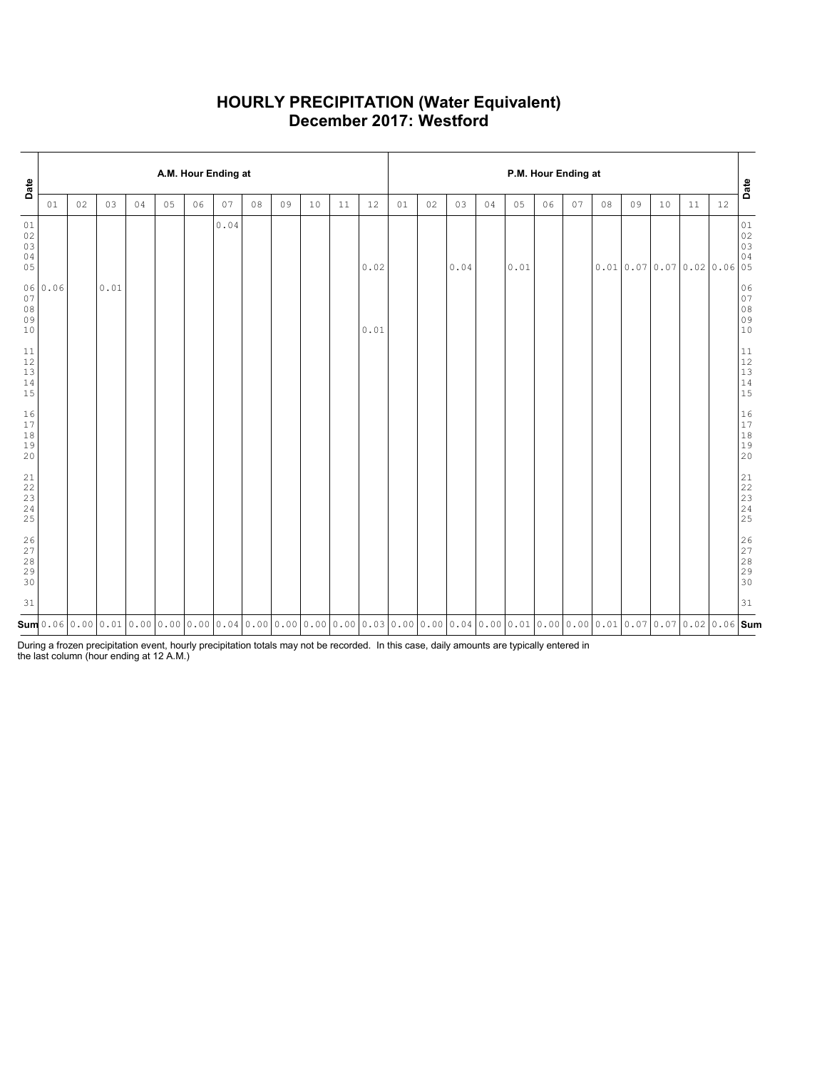# HOURLY PRECIPITATION (Water Equivalent)
# December 2017: Westford

| Date | A.M. Hour Ending at | | | | | | | | | | | | P.M. Hour Ending at | | | | | | | | | | | | Date |
|---|---|---|---|---|---|---|---|---|---|---|---|---|---|---|---|---|---|---|---|---|---|---|---|---|---|
| | 01 | 02 | 03 | 04 | 05 | 06 | 07 | 08 | 09 | 10 | 11 | 12 | 01 | 02 | 03 | 04 | 05 | 06 | 07 | 08 | 09 | 10 | 11 | 12 | |
| 01 | | | | | | | 0.04 | | | | | | | | | | | | | | | | | | 01 |
| 02 | | | | | | | | | | | | | | | | | | | | | | | | | 02 |
| 03 | | | | | | | | | | | | | | | | | | | | | | | | | 03 |
| 04 | | | | | | | | | | | | | | | | | | | | | | | | | 04 |
| 05 | | | | | | | | | | | | 0.02 | | | 0.04 | | 0.01 | | | 0.01 | 0.07 | 0.07 | 0.02 | 0.06 | 05 |
| 06 | 0.06 | | 0.01 | | | | | | | | | | | | | | | | | | | | | | 06 |
| 07 | | | | | | | | | | | | | | | | | | | | | | | | | 07 |
| 08 | | | | | | | | | | | | | | | | | | | | | | | | | 08 |
| 09 | | | | | | | | | | | | | | | | | | | | | | | | | 09 |
| 10 | | | | | | | | | | | | 0.01 | | | | | | | | | | | | | 10 |
| 11 | | | | | | | | | | | | | | | | | | | | | | | | | 11 |
| 12 | | | | | | | | | | | | | | | | | | | | | | | | | 12 |
| 13 | | | | | | | | | | | | | | | | | | | | | | | | | 13 |
| 14 | | | | | | | | | | | | | | | | | | | | | | | | | 14 |
| 15 | | | | | | | | | | | | | | | | | | | | | | | | | 15 |
| 16 | | | | | | | | | | | | | | | | | | | | | | | | | 16 |
| 17 | | | | | | | | | | | | | | | | | | | | | | | | | 17 |
| 18 | | | | | | | | | | | | | | | | | | | | | | | | | 18 |
| 19 | | | | | | | | | | | | | | | | | | | | | | | | | 19 |
| 20 | | | | | | | | | | | | | | | | | | | | | | | | | 20 |
| 21 | | | | | | | | | | | | | | | | | | | | | | | | | 21 |
| 22 | | | | | | | | | | | | | | | | | | | | | | | | | 22 |
| 23 | | | | | | | | | | | | | | | | | | | | | | | | | 23 |
| 24 | | | | | | | | | | | | | | | | | | | | | | | | | 24 |
| 25 | | | | | | | | | | | | | | | | | | | | | | | | | 25 |
| 26 | | | | | | | | | | | | | | | | | | | | | | | | | 26 |
| 27 | | | | | | | | | | | | | | | | | | | | | | | | | 27 |
| 28 | | | | | | | | | | | | | | | | | | | | | | | | | 28 |
| 29 | | | | | | | | | | | | | | | | | | | | | | | | | 29 |
| 30 | | | | | | | | | | | | | | | | | | | | | | | | | 30 |
| 31 | | | | | | | | | | | | | | | | | | | | | | | | | 31 |
| **Sum** | 0.06 | 0.00 | 0.01 | 0.00 | 0.00 | 0.00 | 0.04 | 0.00 | 0.00 | 0.00 | 0.00 | 0.03 | 0.00 | 0.00 | 0.04 | 0.00 | 0.01 | 0.00 | 0.00 | 0.01 | 0.07 | 0.07 | 0.02 | 0.06 | **Sum** |

During a frozen precipitation event, hourly precipitation totals may not be recorded. In this case, daily amounts are typically entered in the last column (hour ending at 12 A.M.)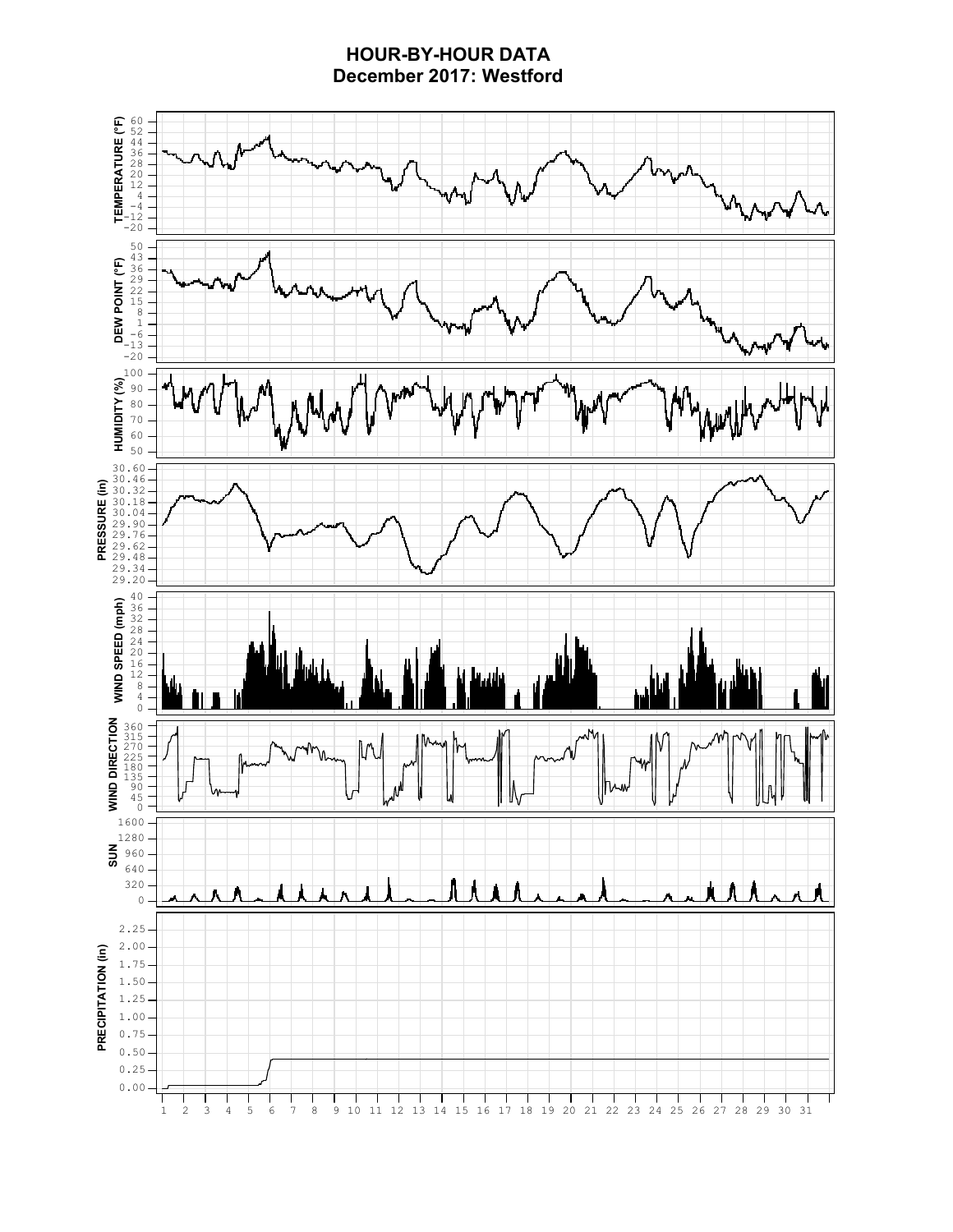# HOUR-BY-HOUR DATA
## December 2017: Westford

TEMPERATURE (°F): 60, 52, 44, 36, 28, 20, 12, 4, −4, −12, −20

DEW POINT (°F): 50, 43, 36, 29, 22, 15, 8, 1, −6, −13, −20

HUMIDITY (%): 100, 90, 80, 70, 60, 50

PRESSURE (in): 30.60, 30.46, 30.32, 30.18, 30.04, 29.90, 29.76, 29.62, 29.48, 29.34, 29.20

WIND SPEED (mph): 40, 36, 32, 28, 24, 20, 16, 12, 8, 4, 0

WIND DIRECTION: 360, 315, 270, 225, 180, 135, 90, 45, 0

SUN: 1600, 1280, 960, 640, 320, 0

PRECIPITATION (in): 2.25, 2.00, 1.75, 1.50, 1.25, 1.00, 0.75, 0.50, 0.25, 0.00

1 2 3 4 5 6 7 8 9 10 11 12 13 14 15 16 17 18 19 20 21 22 23 24 25 26 27 28 29 30 31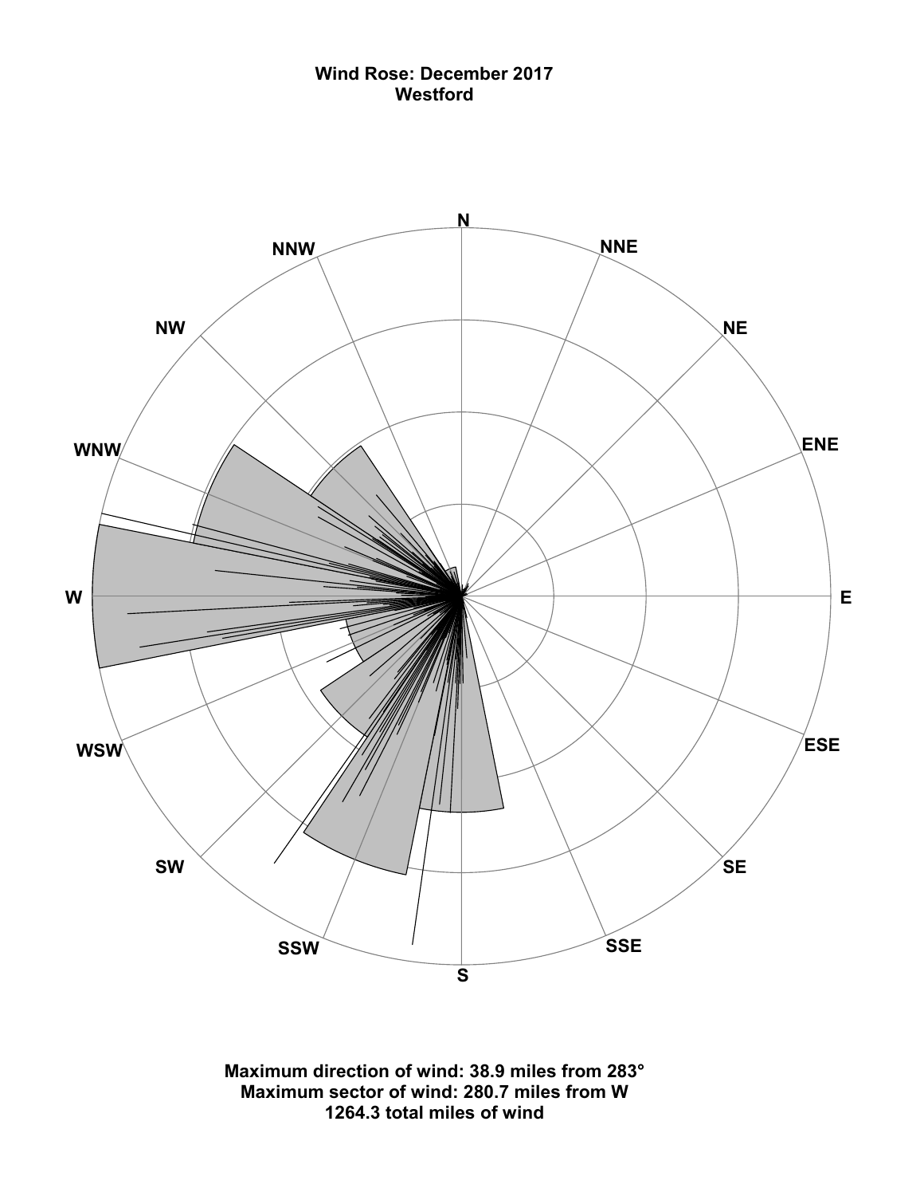Wind Rose: December 2017
Westford

N
NNE
NE
ENE
E
ESE
SE
SSE
S
SSW
SW
WSW
W
WNW
NW
NNW

Maximum direction of wind: 38.9 miles from 283°
Maximum sector of wind: 280.7 miles from W
1264.3 total miles of wind